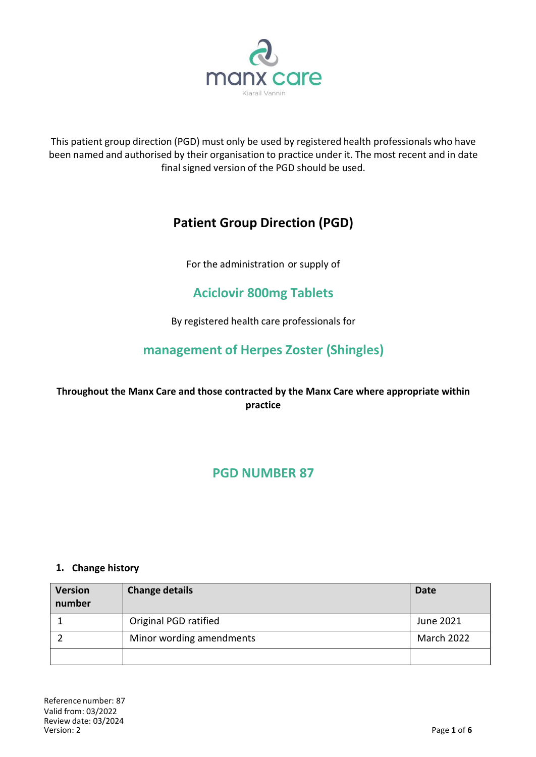manx care

Kiarail Vannin

This patient group direction (PGD) must only be used by registered health professionals who have been named and authorised by their organisation to practice under it. The most recent and in date final signed version of the PGD should be used.

# Patient Group Direction (PGD)

For the administration or supply of

## Aciclovir 800mg Tablets

By registered health care professionals for

## management of Herpes Zoster (Shingles)

**Throughout the Manx Care and those contracted by the Manx Care where appropriate within practice**

## PGD NUMBER 87

### 1. Change history

| Version number | Change details | Date |
|---|---|---|
| 1 | Original PGD ratified | June 2021 |
| 2 | Minor wording amendments | March 2022 |
| | | |

Reference number: 87
Valid from: 03/2022
Review date: 03/2024
Version: 2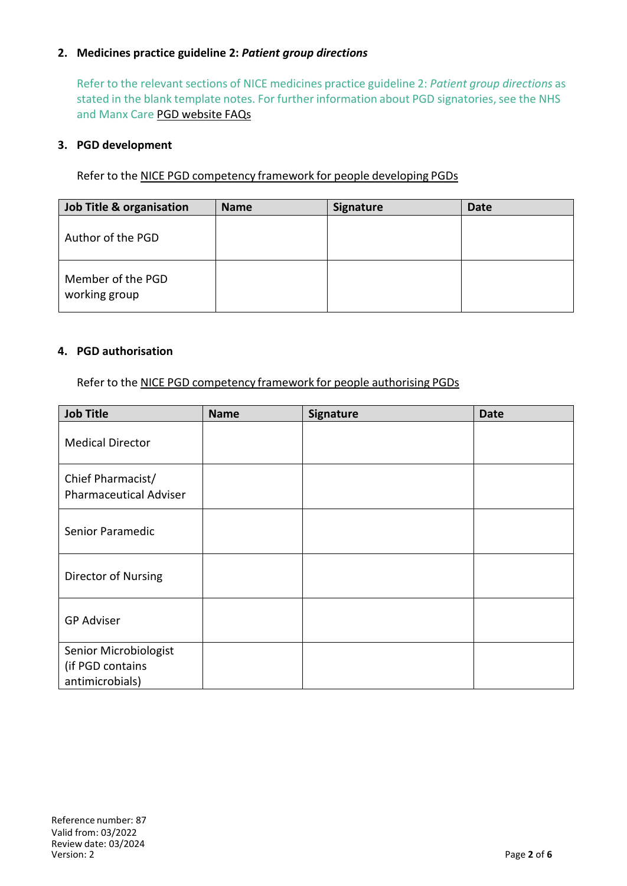## 2. Medicines practice guideline 2: *Patient group directions*

Refer to the relevant sections of NICE medicines practice guideline 2: *Patient group directions* as stated in the blank template notes. For further information about PGD signatories, see the NHS and Manx Care PGD website FAQs

## 3. PGD development

Refer to the NICE PGD competency framework for people developing PGDs

| Job Title & organisation | Name | Signature | Date |
|---|---|---|---|
| Author of the PGD | | | |
| Member of the PGD working group | | | |

## 4. PGD authorisation

Refer to the NICE PGD competency framework for people authorising PGDs

| Job Title | Name | Signature | Date |
|---|---|---|---|
| Medical Director | | | |
| Chief Pharmacist/ Pharmaceutical Adviser | | | |
| Senior Paramedic | | | |
| Director of Nursing | | | |
| GP Adviser | | | |
| Senior Microbiologist (if PGD contains antimicrobials) | | | |

Reference number: 87
Valid from: 03/2022
Review date: 03/2024
Version: 2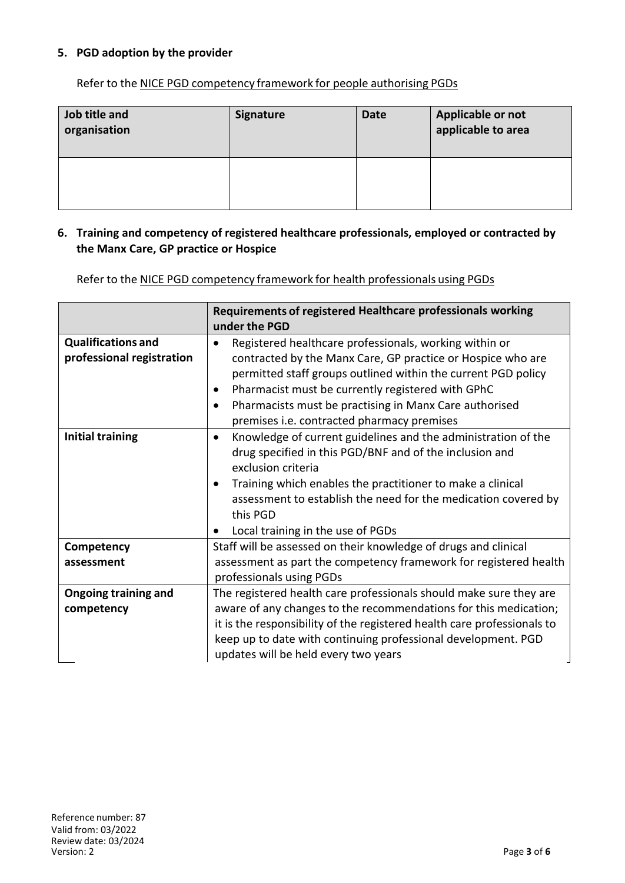## 5. PGD adoption by the provider

Refer to the NICE PGD competency framework for people authorising PGDs

| Job title and organisation | Signature | Date | Applicable or not applicable to area |
|---|---|---|---|
| | | | |

## 6. Training and competency of registered healthcare professionals, employed or contracted by the Manx Care, GP practice or Hospice

Refer to the NICE PGD competency framework for health professionals using PGDs

| | Requirements of registered Healthcare professionals working under the PGD |
|---|---|
| **Qualifications and professional registration** | • Registered healthcare professionals, working within or contracted by the Manx Care, GP practice or Hospice who are permitted staff groups outlined within the current PGD policy<br>• Pharmacist must be currently registered with GPhC<br>• Pharmacists must be practising in Manx Care authorised premises i.e. contracted pharmacy premises |
| **Initial training** | • Knowledge of current guidelines and the administration of the drug specified in this PGD/BNF and of the inclusion and exclusion criteria<br>• Training which enables the practitioner to make a clinical assessment to establish the need for the medication covered by this PGD<br>• Local training in the use of PGDs |
| **Competency assessment** | Staff will be assessed on their knowledge of drugs and clinical assessment as part the competency framework for registered health professionals using PGDs |
| **Ongoing training and competency** | The registered health care professionals should make sure they are aware of any changes to the recommendations for this medication; it is the responsibility of the registered health care professionals to keep up to date with continuing professional development. PGD updates will be held every two years |

Reference number: 87
Valid from: 03/2022
Review date: 03/2024
Version: 2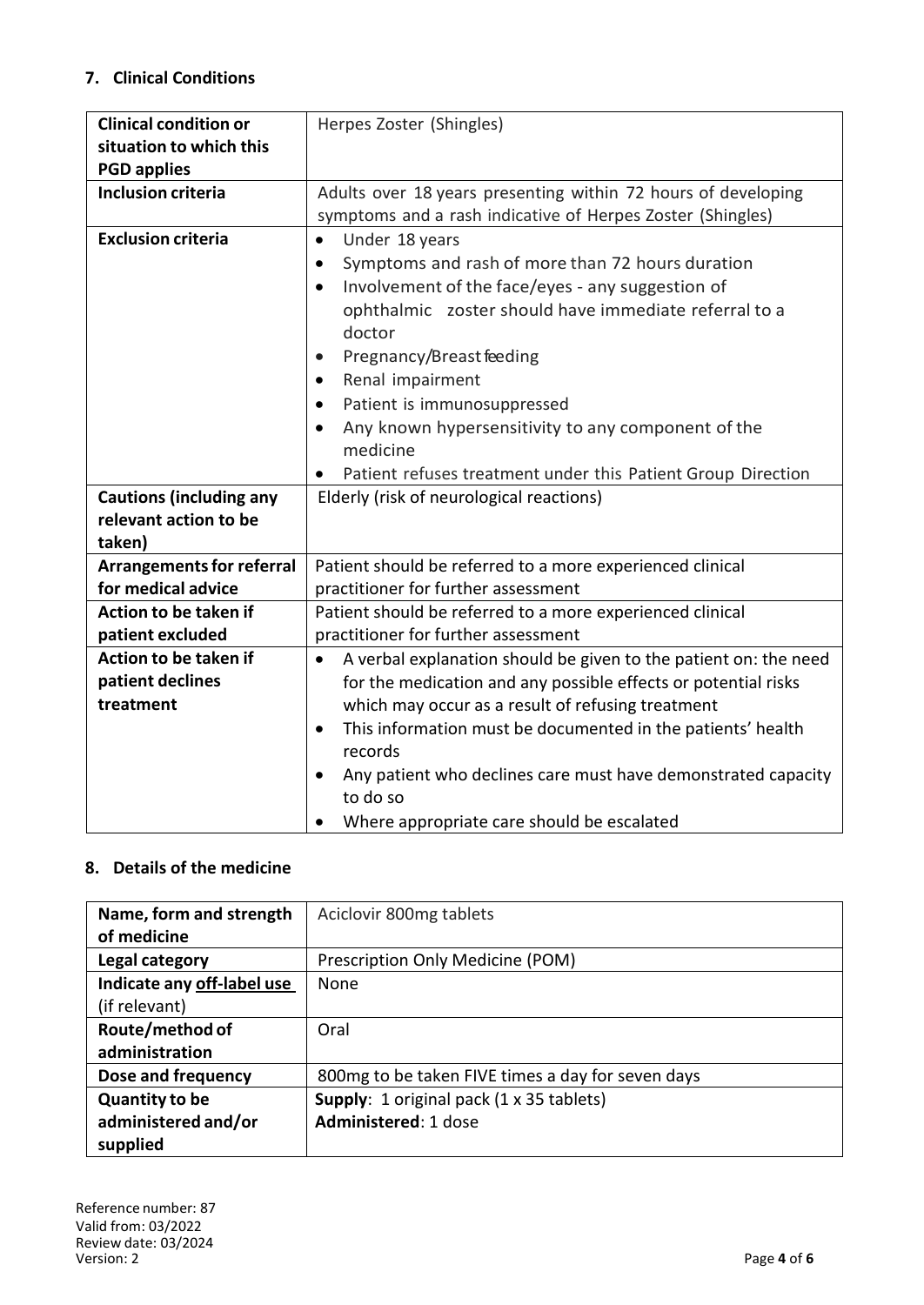## 7. Clinical Conditions

| **Clinical condition or situation to which this PGD applies** | Herpes Zoster (Shingles) |
|---|---|
| **Inclusion criteria** | Adults over 18 years presenting within 72 hours of developing symptoms and a rash indicative of Herpes Zoster (Shingles) |
| **Exclusion criteria** | • Under 18 years<br>• Symptoms and rash of more than 72 hours duration<br>• Involvement of the face/eyes - any suggestion of ophthalmic zoster should have immediate referral to a doctor<br>• Pregnancy/Breast feeding<br>• Renal impairment<br>• Patient is immunosuppressed<br>• Any known hypersensitivity to any component of the medicine<br>• Patient refuses treatment under this Patient Group Direction |
| **Cautions (including any relevant action to be taken)** | Elderly (risk of neurological reactions) |
| **Arrangements for referral for medical advice** | Patient should be referred to a more experienced clinical practitioner for further assessment |
| **Action to be taken if patient excluded** | Patient should be referred to a more experienced clinical practitioner for further assessment |
| **Action to be taken if patient declines treatment** | • A verbal explanation should be given to the patient on: the need for the medication and any possible effects or potential risks which may occur as a result of refusing treatment<br>• This information must be documented in the patients' health records<br>• Any patient who declines care must have demonstrated capacity to do so<br>• Where appropriate care should be escalated |

## 8. Details of the medicine

| **Name, form and strength of medicine** | Aciclovir 800mg tablets |
|---|---|
| **Legal category** | Prescription Only Medicine (POM) |
| **Indicate any off-label use (if relevant)** | None |
| **Route/method of administration** | Oral |
| **Dose and frequency** | 800mg to be taken FIVE times a day for seven days |
| **Quantity to be administered and/or supplied** | **Supply**: 1 original pack (1 x 35 tablets)<br>**Administered**: 1 dose |

Reference number: 87
Valid from: 03/2022
Review date: 03/2024
Version: 2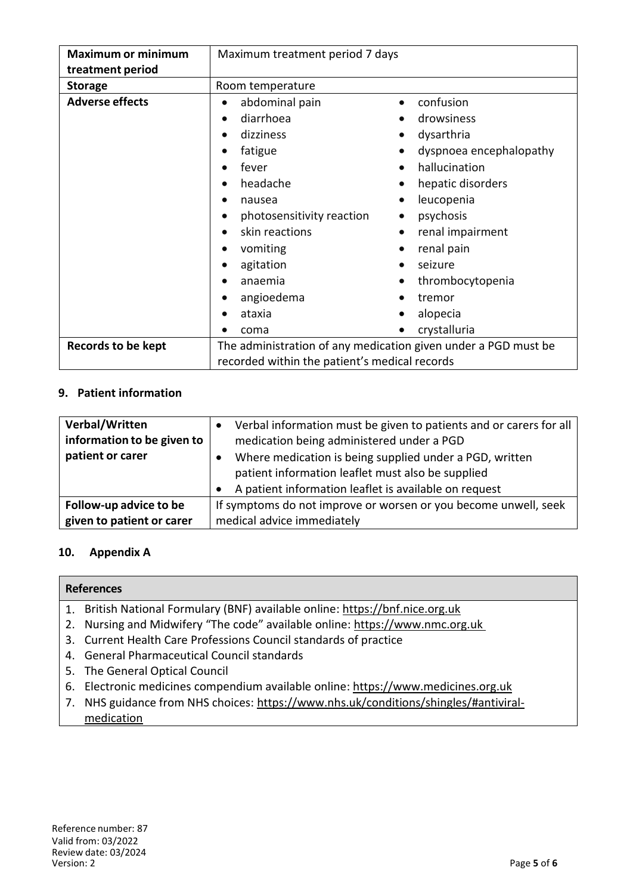| | |
|---|---|
| **Maximum or minimum treatment period** | Maximum treatment period 7 days |
| **Storage** | Room temperature |
| **Adverse effects** | • abdominal pain<br>• diarrhoea<br>• dizziness<br>• fatigue<br>• fever<br>• headache<br>• nausea<br>• photosensitivity reaction<br>• skin reactions<br>• vomiting<br>• agitation<br>• anaemia<br>• angioedema<br>• ataxia<br>• coma<br>• confusion<br>• drowsiness<br>• dysarthria<br>• dyspnoea encephalopathy<br>• hallucination<br>• hepatic disorders<br>• leucopenia<br>• psychosis<br>• renal impairment<br>• renal pain<br>• seizure<br>• thrombocytopenia<br>• tremor<br>• alopecia<br>• crystalluria |
| **Records to be kept** | The administration of any medication given under a PGD must be recorded within the patient's medical records |

## 9. Patient information

| | |
|---|---|
| **Verbal/Written information to be given to patient or carer** | • Verbal information must be given to patients and or carers for all medication being administered under a PGD<br>• Where medication is being supplied under a PGD, written patient information leaflet must also be supplied<br>• A patient information leaflet is available on request |
| **Follow-up advice to be given to patient or carer** | If symptoms do not improve or worsen or you become unwell, seek medical advice immediately |

## 10. Appendix A

| **References** |
|---|
| 1. British National Formulary (BNF) available online: https://bnf.nice.org.uk<br>2. Nursing and Midwifery "The code" available online: https://www.nmc.org.uk<br>3. Current Health Care Professions Council standards of practice<br>4. General Pharmaceutical Council standards<br>5. The General Optical Council<br>6. Electronic medicines compendium available online: https://www.medicines.org.uk<br>7. NHS guidance from NHS choices: https://www.nhs.uk/conditions/shingles/#antiviral-medication |

Reference number: 87
Valid from: 03/2022
Review date: 03/2024
Version: 2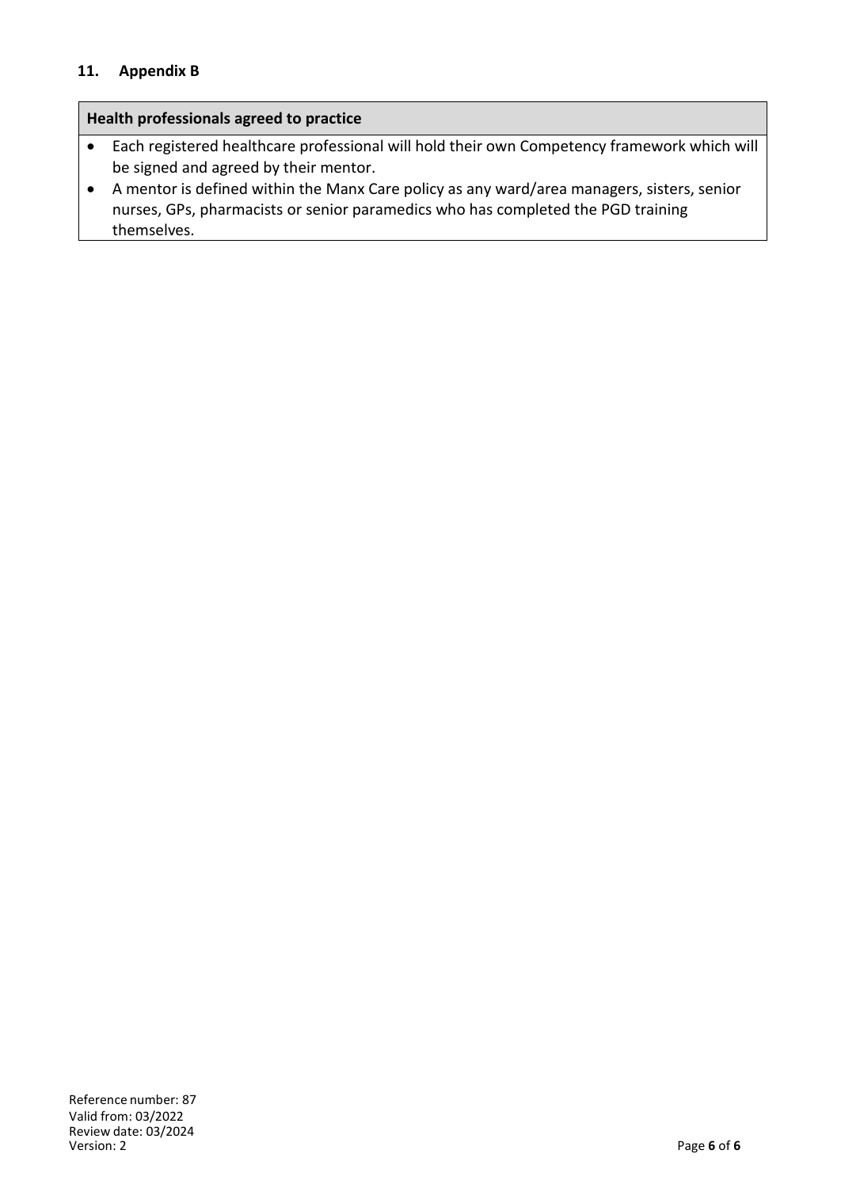## 11. Appendix B

| Health professionals agreed to practice |
| --- |
| • Each registered healthcare professional will hold their own Competency framework which will be signed and agreed by their mentor.<br>• A mentor is defined within the Manx Care policy as any ward/area managers, sisters, senior nurses, GPs, pharmacists or senior paramedics who has completed the PGD training themselves. |

Reference number: 87
Valid from: 03/2022
Review date: 03/2024
Version: 2